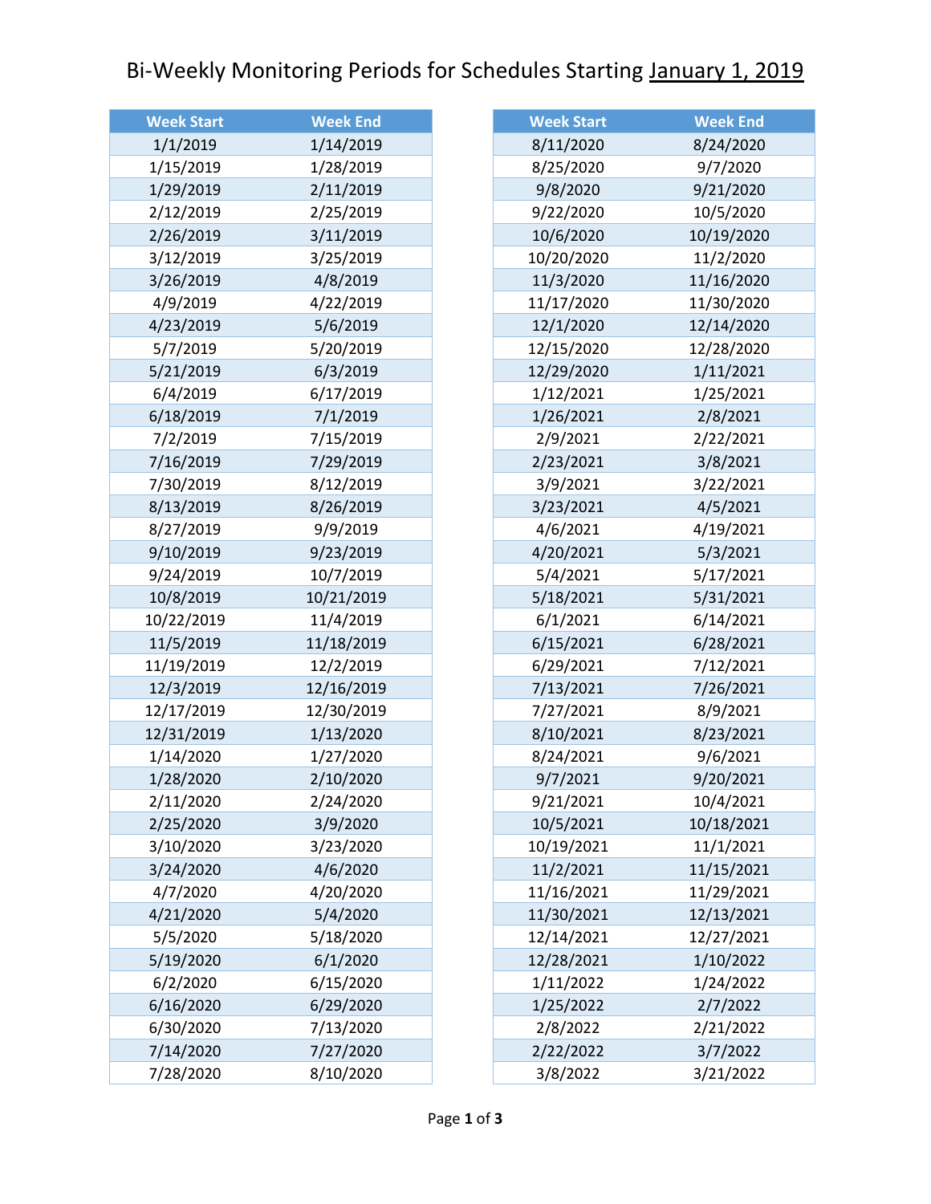# Bi-Weekly Monitoring Periods for Schedules Starting January 1, 2019

| Week Start | Week End |
|---|---|
| 1/1/2019 | 1/14/2019 |
| 1/15/2019 | 1/28/2019 |
| 1/29/2019 | 2/11/2019 |
| 2/12/2019 | 2/25/2019 |
| 2/26/2019 | 3/11/2019 |
| 3/12/2019 | 3/25/2019 |
| 3/26/2019 | 4/8/2019 |
| 4/9/2019 | 4/22/2019 |
| 4/23/2019 | 5/6/2019 |
| 5/7/2019 | 5/20/2019 |
| 5/21/2019 | 6/3/2019 |
| 6/4/2019 | 6/17/2019 |
| 6/18/2019 | 7/1/2019 |
| 7/2/2019 | 7/15/2019 |
| 7/16/2019 | 7/29/2019 |
| 7/30/2019 | 8/12/2019 |
| 8/13/2019 | 8/26/2019 |
| 8/27/2019 | 9/9/2019 |
| 9/10/2019 | 9/23/2019 |
| 9/24/2019 | 10/7/2019 |
| 10/8/2019 | 10/21/2019 |
| 10/22/2019 | 11/4/2019 |
| 11/5/2019 | 11/18/2019 |
| 11/19/2019 | 12/2/2019 |
| 12/3/2019 | 12/16/2019 |
| 12/17/2019 | 12/30/2019 |
| 12/31/2019 | 1/13/2020 |
| 1/14/2020 | 1/27/2020 |
| 1/28/2020 | 2/10/2020 |
| 2/11/2020 | 2/24/2020 |
| 2/25/2020 | 3/9/2020 |
| 3/10/2020 | 3/23/2020 |
| 3/24/2020 | 4/6/2020 |
| 4/7/2020 | 4/20/2020 |
| 4/21/2020 | 5/4/2020 |
| 5/5/2020 | 5/18/2020 |
| 5/19/2020 | 6/1/2020 |
| 6/2/2020 | 6/15/2020 |
| 6/16/2020 | 6/29/2020 |
| 6/30/2020 | 7/13/2020 |
| 7/14/2020 | 7/27/2020 |
| 7/28/2020 | 8/10/2020 |
| 8/11/2020 | 8/24/2020 |
| 8/25/2020 | 9/7/2020 |
| 9/8/2020 | 9/21/2020 |
| 9/22/2020 | 10/5/2020 |
| 10/6/2020 | 10/19/2020 |
| 10/20/2020 | 11/2/2020 |
| 11/3/2020 | 11/16/2020 |
| 11/17/2020 | 11/30/2020 |
| 12/1/2020 | 12/14/2020 |
| 12/15/2020 | 12/28/2020 |
| 12/29/2020 | 1/11/2021 |
| 1/12/2021 | 1/25/2021 |
| 1/26/2021 | 2/8/2021 |
| 2/9/2021 | 2/22/2021 |
| 2/23/2021 | 3/8/2021 |
| 3/9/2021 | 3/22/2021 |
| 3/23/2021 | 4/5/2021 |
| 4/6/2021 | 4/19/2021 |
| 4/20/2021 | 5/3/2021 |
| 5/4/2021 | 5/17/2021 |
| 5/18/2021 | 5/31/2021 |
| 6/1/2021 | 6/14/2021 |
| 6/15/2021 | 6/28/2021 |
| 6/29/2021 | 7/12/2021 |
| 7/13/2021 | 7/26/2021 |
| 7/27/2021 | 8/9/2021 |
| 8/10/2021 | 8/23/2021 |
| 8/24/2021 | 9/6/2021 |
| 9/7/2021 | 9/20/2021 |
| 9/21/2021 | 10/4/2021 |
| 10/5/2021 | 10/18/2021 |
| 10/19/2021 | 11/1/2021 |
| 11/2/2021 | 11/15/2021 |
| 11/16/2021 | 11/29/2021 |
| 11/30/2021 | 12/13/2021 |
| 12/14/2021 | 12/27/2021 |
| 12/28/2021 | 1/10/2022 |
| 1/11/2022 | 1/24/2022 |
| 1/25/2022 | 2/7/2022 |
| 2/8/2022 | 2/21/2022 |
| 2/22/2022 | 3/7/2022 |
| 3/8/2022 | 3/21/2022 |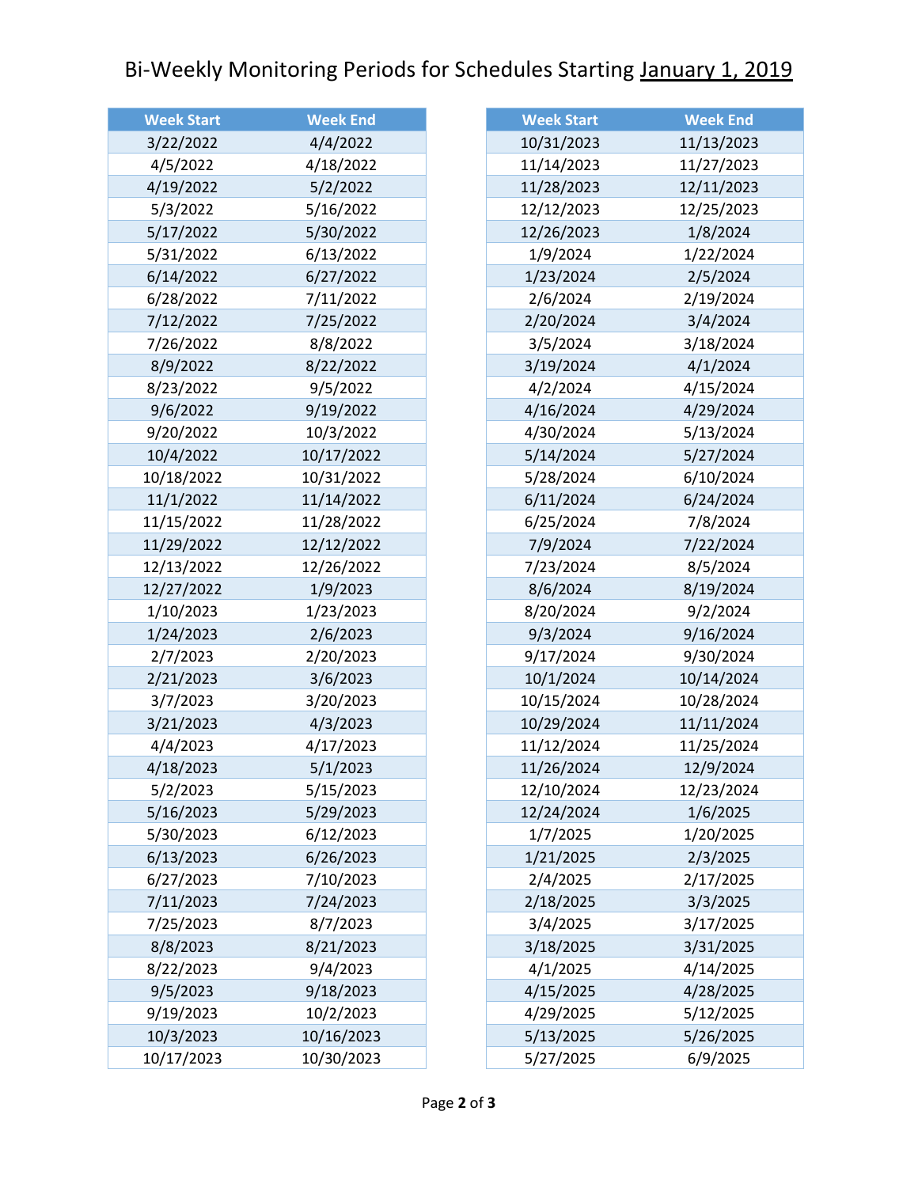# Bi-Weekly Monitoring Periods for Schedules Starting January 1, 2019

| Week Start | Week End |
|---|---|
| 3/22/2022 | 4/4/2022 |
| 4/5/2022 | 4/18/2022 |
| 4/19/2022 | 5/2/2022 |
| 5/3/2022 | 5/16/2022 |
| 5/17/2022 | 5/30/2022 |
| 5/31/2022 | 6/13/2022 |
| 6/14/2022 | 6/27/2022 |
| 6/28/2022 | 7/11/2022 |
| 7/12/2022 | 7/25/2022 |
| 7/26/2022 | 8/8/2022 |
| 8/9/2022 | 8/22/2022 |
| 8/23/2022 | 9/5/2022 |
| 9/6/2022 | 9/19/2022 |
| 9/20/2022 | 10/3/2022 |
| 10/4/2022 | 10/17/2022 |
| 10/18/2022 | 10/31/2022 |
| 11/1/2022 | 11/14/2022 |
| 11/15/2022 | 11/28/2022 |
| 11/29/2022 | 12/12/2022 |
| 12/13/2022 | 12/26/2022 |
| 12/27/2022 | 1/9/2023 |
| 1/10/2023 | 1/23/2023 |
| 1/24/2023 | 2/6/2023 |
| 2/7/2023 | 2/20/2023 |
| 2/21/2023 | 3/6/2023 |
| 3/7/2023 | 3/20/2023 |
| 3/21/2023 | 4/3/2023 |
| 4/4/2023 | 4/17/2023 |
| 4/18/2023 | 5/1/2023 |
| 5/2/2023 | 5/15/2023 |
| 5/16/2023 | 5/29/2023 |
| 5/30/2023 | 6/12/2023 |
| 6/13/2023 | 6/26/2023 |
| 6/27/2023 | 7/10/2023 |
| 7/11/2023 | 7/24/2023 |
| 7/25/2023 | 8/7/2023 |
| 8/8/2023 | 8/21/2023 |
| 8/22/2023 | 9/4/2023 |
| 9/5/2023 | 9/18/2023 |
| 9/19/2023 | 10/2/2023 |
| 10/3/2023 | 10/16/2023 |
| 10/17/2023 | 10/30/2023 |

| Week Start | Week End |
|---|---|
| 10/31/2023 | 11/13/2023 |
| 11/14/2023 | 11/27/2023 |
| 11/28/2023 | 12/11/2023 |
| 12/12/2023 | 12/25/2023 |
| 12/26/2023 | 1/8/2024 |
| 1/9/2024 | 1/22/2024 |
| 1/23/2024 | 2/5/2024 |
| 2/6/2024 | 2/19/2024 |
| 2/20/2024 | 3/4/2024 |
| 3/5/2024 | 3/18/2024 |
| 3/19/2024 | 4/1/2024 |
| 4/2/2024 | 4/15/2024 |
| 4/16/2024 | 4/29/2024 |
| 4/30/2024 | 5/13/2024 |
| 5/14/2024 | 5/27/2024 |
| 5/28/2024 | 6/10/2024 |
| 6/11/2024 | 6/24/2024 |
| 6/25/2024 | 7/8/2024 |
| 7/9/2024 | 7/22/2024 |
| 7/23/2024 | 8/5/2024 |
| 8/6/2024 | 8/19/2024 |
| 8/20/2024 | 9/2/2024 |
| 9/3/2024 | 9/16/2024 |
| 9/17/2024 | 9/30/2024 |
| 10/1/2024 | 10/14/2024 |
| 10/15/2024 | 10/28/2024 |
| 10/29/2024 | 11/11/2024 |
| 11/12/2024 | 11/25/2024 |
| 11/26/2024 | 12/9/2024 |
| 12/10/2024 | 12/23/2024 |
| 12/24/2024 | 1/6/2025 |
| 1/7/2025 | 1/20/2025 |
| 1/21/2025 | 2/3/2025 |
| 2/4/2025 | 2/17/2025 |
| 2/18/2025 | 3/3/2025 |
| 3/4/2025 | 3/17/2025 |
| 3/18/2025 | 3/31/2025 |
| 4/1/2025 | 4/14/2025 |
| 4/15/2025 | 4/28/2025 |
| 4/29/2025 | 5/12/2025 |
| 5/13/2025 | 5/26/2025 |
| 5/27/2025 | 6/9/2025 |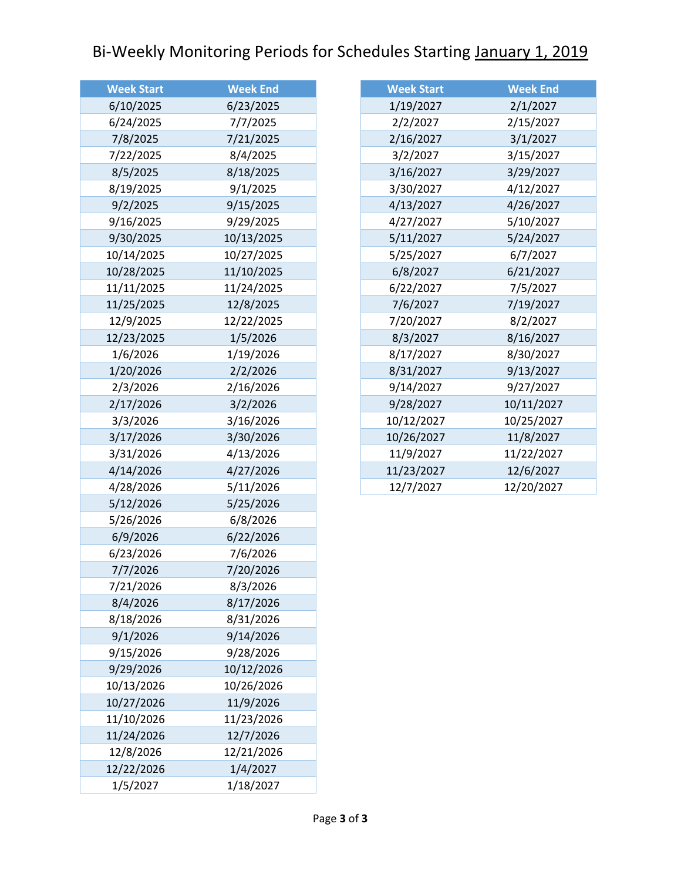# Bi-Weekly Monitoring Periods for Schedules Starting January 1, 2019

| Week Start | Week End |
|---|---|
| 6/10/2025 | 6/23/2025 |
| 6/24/2025 | 7/7/2025 |
| 7/8/2025 | 7/21/2025 |
| 7/22/2025 | 8/4/2025 |
| 8/5/2025 | 8/18/2025 |
| 8/19/2025 | 9/1/2025 |
| 9/2/2025 | 9/15/2025 |
| 9/16/2025 | 9/29/2025 |
| 9/30/2025 | 10/13/2025 |
| 10/14/2025 | 10/27/2025 |
| 10/28/2025 | 11/10/2025 |
| 11/11/2025 | 11/24/2025 |
| 11/25/2025 | 12/8/2025 |
| 12/9/2025 | 12/22/2025 |
| 12/23/2025 | 1/5/2026 |
| 1/6/2026 | 1/19/2026 |
| 1/20/2026 | 2/2/2026 |
| 2/3/2026 | 2/16/2026 |
| 2/17/2026 | 3/2/2026 |
| 3/3/2026 | 3/16/2026 |
| 3/17/2026 | 3/30/2026 |
| 3/31/2026 | 4/13/2026 |
| 4/14/2026 | 4/27/2026 |
| 4/28/2026 | 5/11/2026 |
| 5/12/2026 | 5/25/2026 |
| 5/26/2026 | 6/8/2026 |
| 6/9/2026 | 6/22/2026 |
| 6/23/2026 | 7/6/2026 |
| 7/7/2026 | 7/20/2026 |
| 7/21/2026 | 8/3/2026 |
| 8/4/2026 | 8/17/2026 |
| 8/18/2026 | 8/31/2026 |
| 9/1/2026 | 9/14/2026 |
| 9/15/2026 | 9/28/2026 |
| 9/29/2026 | 10/12/2026 |
| 10/13/2026 | 10/26/2026 |
| 10/27/2026 | 11/9/2026 |
| 11/10/2026 | 11/23/2026 |
| 11/24/2026 | 12/7/2026 |
| 12/8/2026 | 12/21/2026 |
| 12/22/2026 | 1/4/2027 |
| 1/5/2027 | 1/18/2027 |
| 1/19/2027 | 2/1/2027 |
| 2/2/2027 | 2/15/2027 |
| 2/16/2027 | 3/1/2027 |
| 3/2/2027 | 3/15/2027 |
| 3/16/2027 | 3/29/2027 |
| 3/30/2027 | 4/12/2027 |
| 4/13/2027 | 4/26/2027 |
| 4/27/2027 | 5/10/2027 |
| 5/11/2027 | 5/24/2027 |
| 5/25/2027 | 6/7/2027 |
| 6/8/2027 | 6/21/2027 |
| 6/22/2027 | 7/5/2027 |
| 7/6/2027 | 7/19/2027 |
| 7/20/2027 | 8/2/2027 |
| 8/3/2027 | 8/16/2027 |
| 8/17/2027 | 8/30/2027 |
| 8/31/2027 | 9/13/2027 |
| 9/14/2027 | 9/27/2027 |
| 9/28/2027 | 10/11/2027 |
| 10/12/2027 | 10/25/2027 |
| 10/26/2027 | 11/8/2027 |
| 11/9/2027 | 11/22/2027 |
| 11/23/2027 | 12/6/2027 |
| 12/7/2027 | 12/20/2027 |